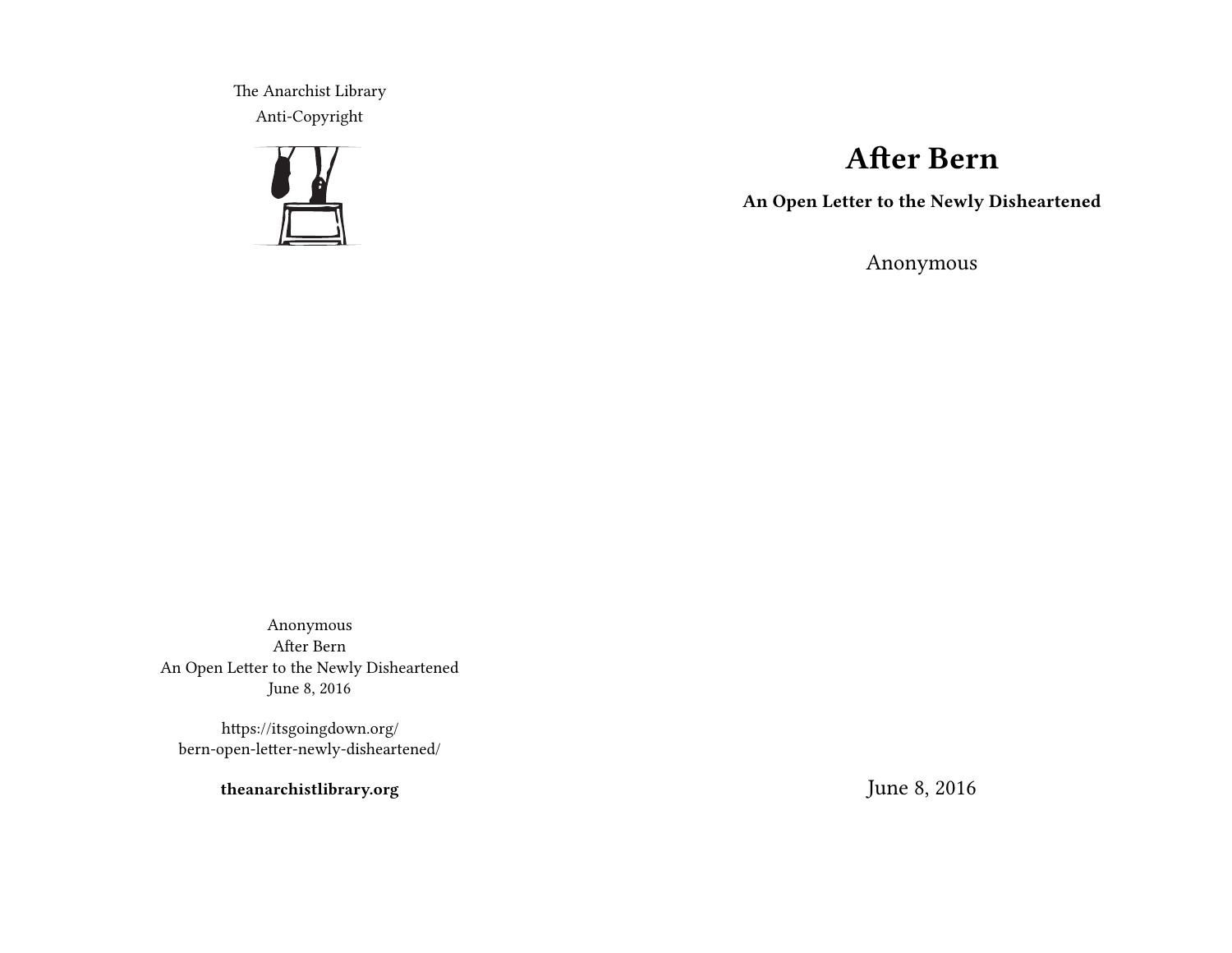# After Bern

**An Open Letter to the Newly Disheartened**

Anonymous

June 8, 2016

The Anarchist Library
Anti-Copyright

Anonymous
After Bern
An Open Letter to the Newly Disheartened
June 8, 2016

https://itsgoingdown.org/bern-open-letter-newly-disheartened/

**theanarchistlibrary.org**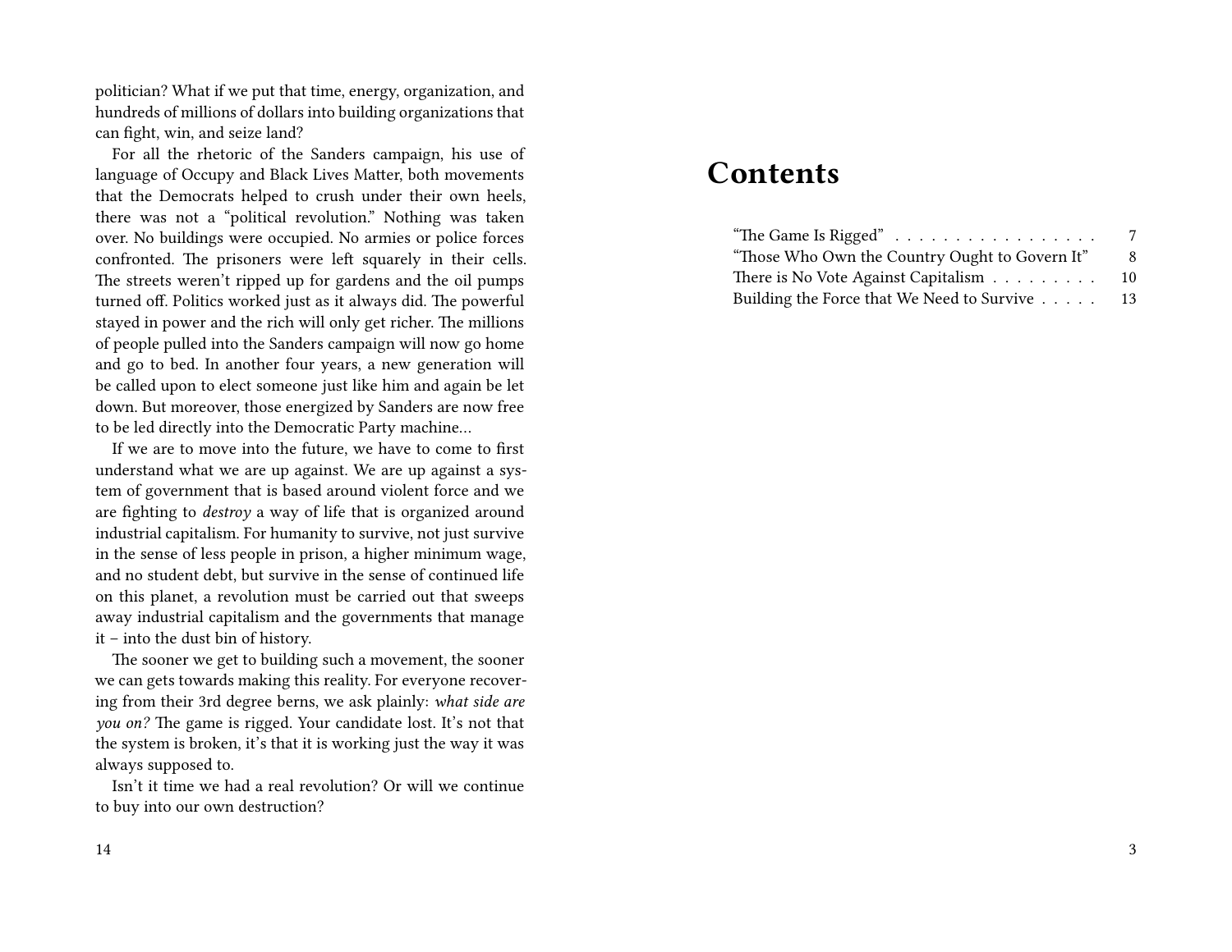politician? What if we put that time, energy, organization, and hundreds of millions of dollars into building organizations that can fight, win, and seize land?

For all the rhetoric of the Sanders campaign, his use of language of Occupy and Black Lives Matter, both movements that the Democrats helped to crush under their own heels, there was not a "political revolution." Nothing was taken over. No buildings were occupied. No armies or police forces confronted. The prisoners were left squarely in their cells. The streets weren't ripped up for gardens and the oil pumps turned off. Politics worked just as it always did. The powerful stayed in power and the rich will only get richer. The millions of people pulled into the Sanders campaign will now go home and go to bed. In another four years, a new generation will be called upon to elect someone just like him and again be let down. But moreover, those energized by Sanders are now free to be led directly into the Democratic Party machine…

If we are to move into the future, we have to come to first understand what we are up against. We are up against a system of government that is based around violent force and we are fighting to *destroy* a way of life that is organized around industrial capitalism. For humanity to survive, not just survive in the sense of less people in prison, a higher minimum wage, and no student debt, but survive in the sense of continued life on this planet, a revolution must be carried out that sweeps away industrial capitalism and the governments that manage it – into the dust bin of history.

The sooner we get to building such a movement, the sooner we can gets towards making this reality. For everyone recovering from their 3rd degree berns, we ask plainly: *what side are you on?* The game is rigged. Your candidate lost. It's not that the system is broken, it's that it is working just the way it was always supposed to.

Isn't it time we had a real revolution? Or will we continue to buy into our own destruction?

# Contents

| | |
|---|---|
| "The Game Is Rigged" | 7 |
| "Those Who Own the Country Ought to Govern It" | 8 |
| There is No Vote Against Capitalism | 10 |
| Building the Force that We Need to Survive | 13 |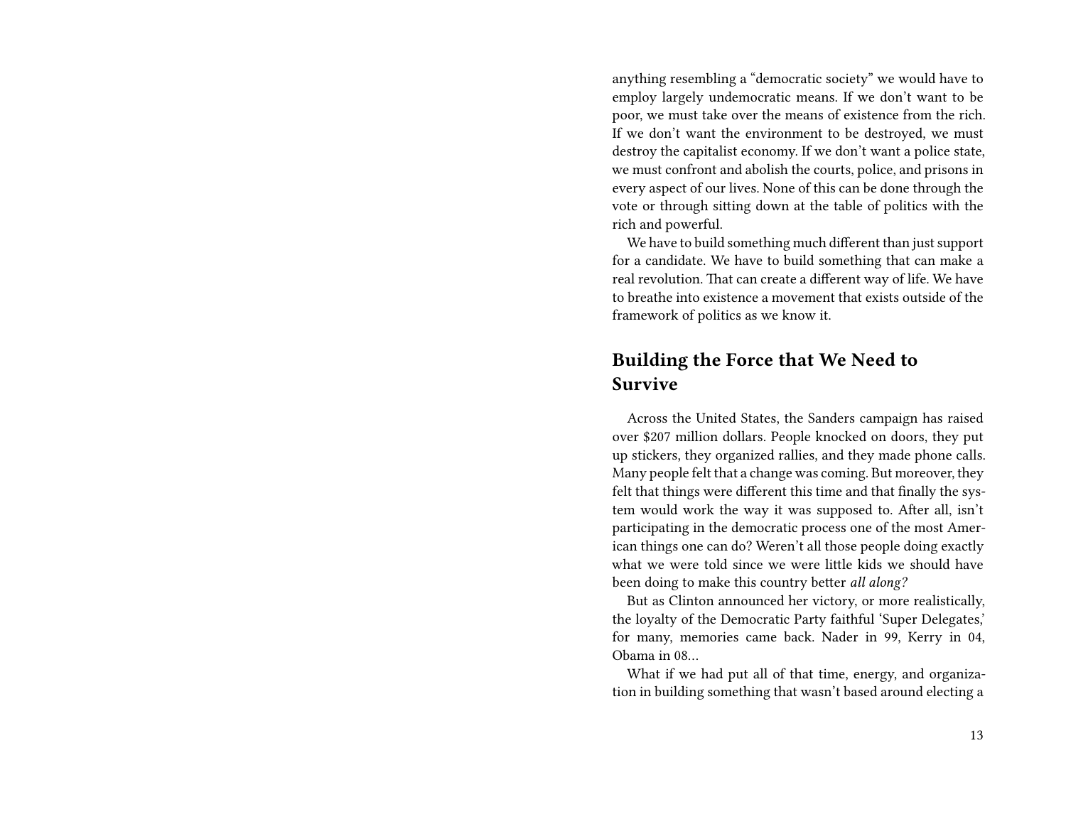anything resembling a "democratic society" we would have to employ largely undemocratic means. If we don't want to be poor, we must take over the means of existence from the rich. If we don't want the environment to be destroyed, we must destroy the capitalist economy. If we don't want a police state, we must confront and abolish the courts, police, and prisons in every aspect of our lives. None of this can be done through the vote or through sitting down at the table of politics with the rich and powerful.

We have to build something much different than just support for a candidate. We have to build something that can make a real revolution. That can create a different way of life. We have to breathe into existence a movement that exists outside of the framework of politics as we know it.

## Building the Force that We Need to Survive

Across the United States, the Sanders campaign has raised over $207 million dollars. People knocked on doors, they put up stickers, they organized rallies, and they made phone calls. Many people felt that a change was coming. But moreover, they felt that things were different this time and that finally the system would work the way it was supposed to. After all, isn't participating in the democratic process one of the most American things one can do? Weren't all those people doing exactly what we were told since we were little kids we should have been doing to make this country better *all along?*

But as Clinton announced her victory, or more realistically, the loyalty of the Democratic Party faithful 'Super Delegates,' for many, memories came back. Nader in 99, Kerry in 04, Obama in 08…

What if we had put all of that time, energy, and organization in building something that wasn't based around electing a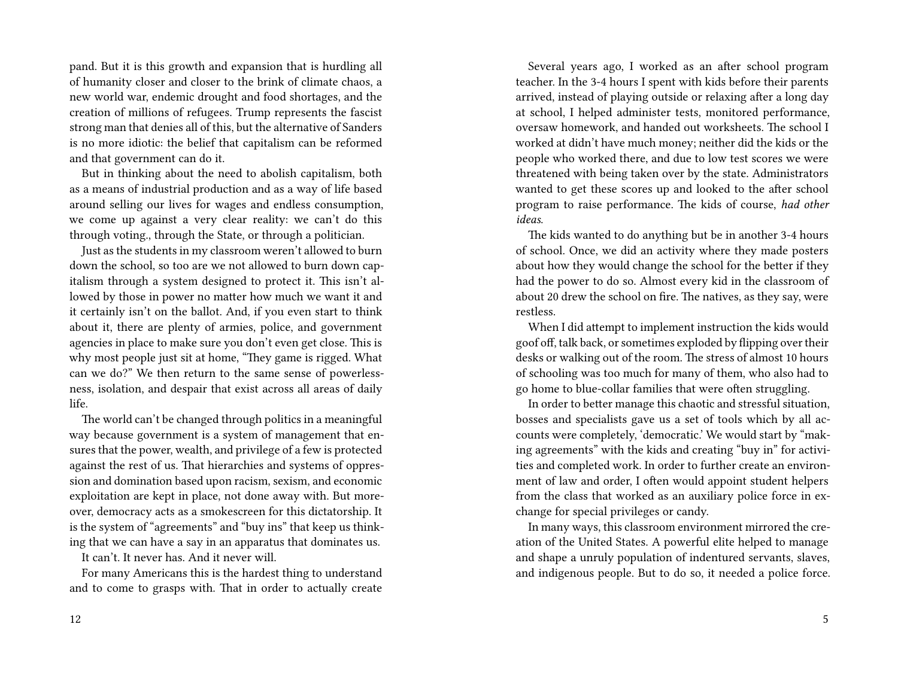pand. But it is this growth and expansion that is hurdling all of humanity closer and closer to the brink of climate chaos, a new world war, endemic drought and food shortages, and the creation of millions of refugees. Trump represents the fascist strong man that denies all of this, but the alternative of Sanders is no more idiotic: the belief that capitalism can be reformed and that government can do it.

But in thinking about the need to abolish capitalism, both as a means of industrial production and as a way of life based around selling our lives for wages and endless consumption, we come up against a very clear reality: we can't do this through voting., through the State, or through a politician.

Just as the students in my classroom weren't allowed to burn down the school, so too are we not allowed to burn down capitalism through a system designed to protect it. This isn't allowed by those in power no matter how much we want it and it certainly isn't on the ballot. And, if you even start to think about it, there are plenty of armies, police, and government agencies in place to make sure you don't even get close. This is why most people just sit at home, "They game is rigged. What can we do?" We then return to the same sense of powerlessness, isolation, and despair that exist across all areas of daily life.

The world can't be changed through politics in a meaningful way because government is a system of management that ensures that the power, wealth, and privilege of a few is protected against the rest of us. That hierarchies and systems of oppression and domination based upon racism, sexism, and economic exploitation are kept in place, not done away with. But moreover, democracy acts as a smokescreen for this dictatorship. It is the system of "agreements" and "buy ins" that keep us thinking that we can have a say in an apparatus that dominates us.

It can't. It never has. And it never will.

For many Americans this is the hardest thing to understand and to come to grasps with. That in order to actually create

Several years ago, I worked as an after school program teacher. In the 3-4 hours I spent with kids before their parents arrived, instead of playing outside or relaxing after a long day at school, I helped administer tests, monitored performance, oversaw homework, and handed out worksheets. The school I worked at didn't have much money; neither did the kids or the people who worked there, and due to low test scores we were threatened with being taken over by the state. Administrators wanted to get these scores up and looked to the after school program to raise performance. The kids of course, *had other ideas*.

The kids wanted to do anything but be in another 3-4 hours of school. Once, we did an activity where they made posters about how they would change the school for the better if they had the power to do so. Almost every kid in the classroom of about 20 drew the school on fire. The natives, as they say, were restless.

When I did attempt to implement instruction the kids would goof off, talk back, or sometimes exploded by flipping over their desks or walking out of the room. The stress of almost 10 hours of schooling was too much for many of them, who also had to go home to blue-collar families that were often struggling.

In order to better manage this chaotic and stressful situation, bosses and specialists gave us a set of tools which by all accounts were completely, 'democratic.' We would start by "making agreements" with the kids and creating "buy in" for activities and completed work. In order to further create an environment of law and order, I often would appoint student helpers from the class that worked as an auxiliary police force in exchange for special privileges or candy.

In many ways, this classroom environment mirrored the creation of the United States. A powerful elite helped to manage and shape a unruly population of indentured servants, slaves, and indigenous people. But to do so, it needed a police force.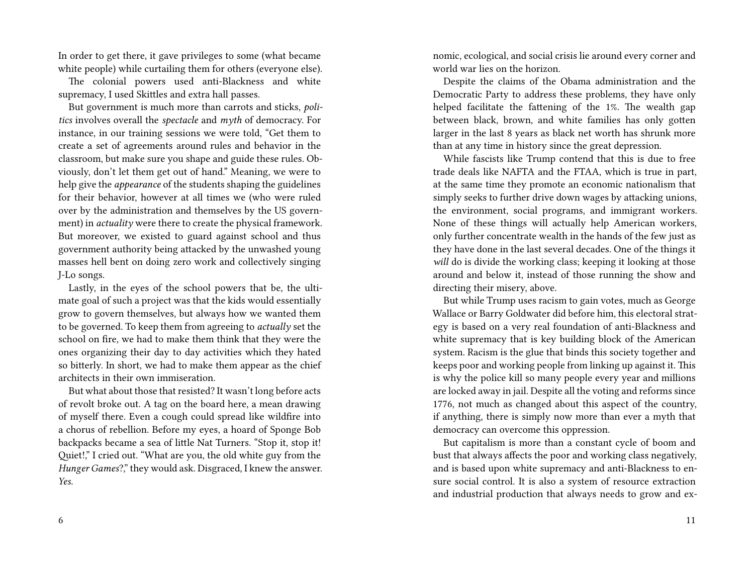In order to get there, it gave privileges to some (what became white people) while curtailing them for others (everyone else).

The colonial powers used anti-Blackness and white supremacy, I used Skittles and extra hall passes.

But government is much more than carrots and sticks, *politics* involves overall the *spectacle* and *myth* of democracy. For instance, in our training sessions we were told, "Get them to create a set of agreements around rules and behavior in the classroom, but make sure you shape and guide these rules. Obviously, don't let them get out of hand." Meaning, we were to help give the *appearance* of the students shaping the guidelines for their behavior, however at all times we (who were ruled over by the administration and themselves by the US government) in *actuality* were there to create the physical framework. But moreover, we existed to guard against school and thus government authority being attacked by the unwashed young masses hell bent on doing zero work and collectively singing J-Lo songs.

Lastly, in the eyes of the school powers that be, the ultimate goal of such a project was that the kids would essentially grow to govern themselves, but always how we wanted them to be governed. To keep them from agreeing to *actually* set the school on fire, we had to make them think that they were the ones organizing their day to day activities which they hated so bitterly. In short, we had to make them appear as the chief architects in their own immiseration.

But what about those that resisted? It wasn't long before acts of revolt broke out. A tag on the board here, a mean drawing of myself there. Even a cough could spread like wildfire into a chorus of rebellion. Before my eyes, a hoard of Sponge Bob backpacks became a sea of little Nat Turners. "Stop it, stop it! Quiet!," I cried out. "What are you, the old white guy from the *Hunger Games*?," they would ask. Disgraced, I knew the answer. *Yes.*

nomic, ecological, and social crisis lie around every corner and world war lies on the horizon.

Despite the claims of the Obama administration and the Democratic Party to address these problems, they have only helped facilitate the fattening of the 1%. The wealth gap between black, brown, and white families has only gotten larger in the last 8 years as black net worth has shrunk more than at any time in history since the great depression.

While fascists like Trump contend that this is due to free trade deals like NAFTA and the FTAA, which is true in part, at the same time they promote an economic nationalism that simply seeks to further drive down wages by attacking unions, the environment, social programs, and immigrant workers. None of these things will actually help American workers, only further concentrate wealth in the hands of the few just as they have done in the last several decades. One of the things it *will* do is divide the working class; keeping it looking at those around and below it, instead of those running the show and directing their misery, above.

But while Trump uses racism to gain votes, much as George Wallace or Barry Goldwater did before him, this electoral strategy is based on a very real foundation of anti-Blackness and white supremacy that is key building block of the American system. Racism is the glue that binds this society together and keeps poor and working people from linking up against it. This is why the police kill so many people every year and millions are locked away in jail. Despite all the voting and reforms since 1776, not much as changed about this aspect of the country, if anything, there is simply now more than ever a myth that democracy can overcome this oppression.

But capitalism is more than a constant cycle of boom and bust that always affects the poor and working class negatively, and is based upon white supremacy and anti-Blackness to ensure social control. It is also a system of resource extraction and industrial production that always needs to grow and ex-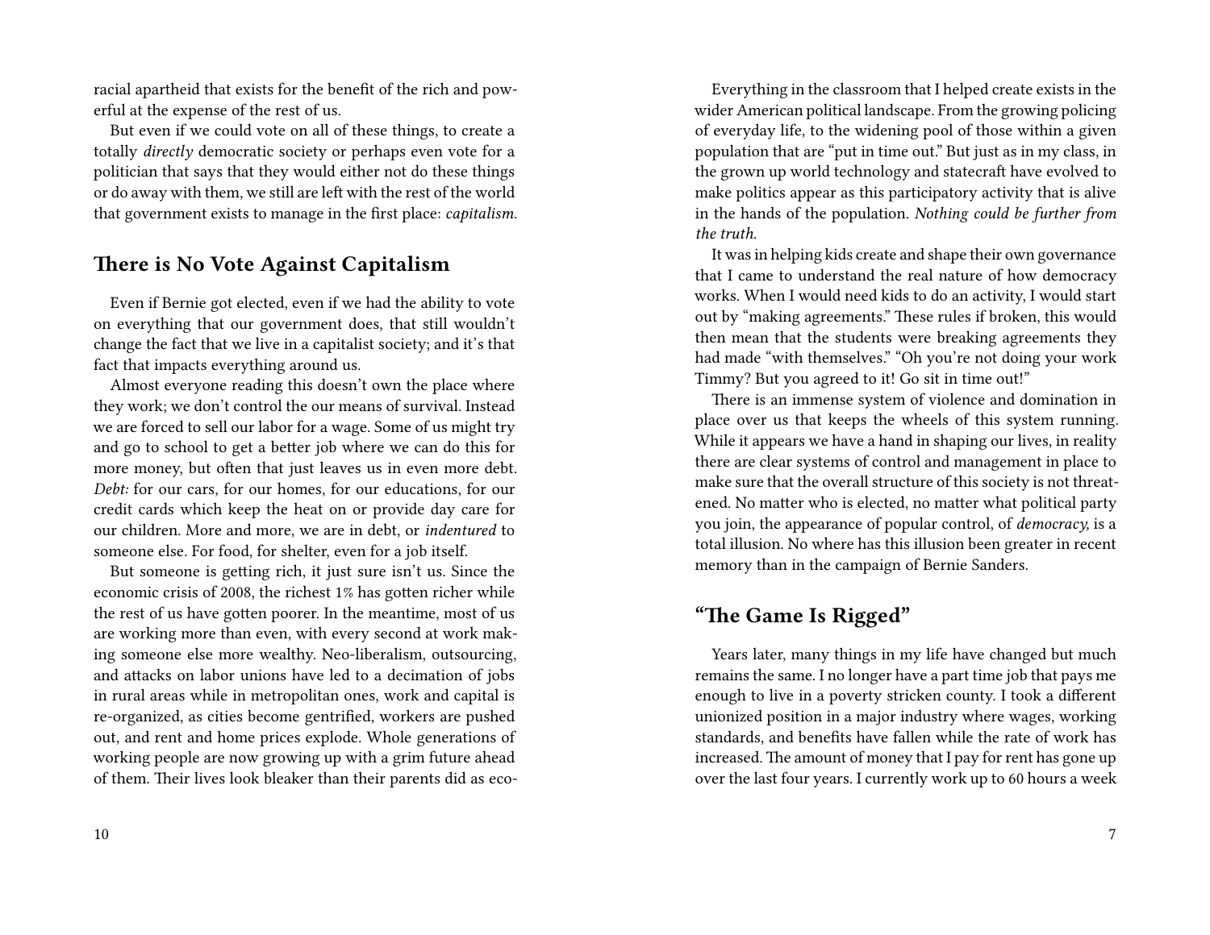racial apartheid that exists for the benefit of the rich and powerful at the expense of the rest of us.

But even if we could vote on all of these things, to create a totally *directly* democratic society or perhaps even vote for a politician that says that they would either not do these things or do away with them, we still are left with the rest of the world that government exists to manage in the first place: *capitalism.*

## There is No Vote Against Capitalism

Even if Bernie got elected, even if we had the ability to vote on everything that our government does, that still wouldn't change the fact that we live in a capitalist society; and it's that fact that impacts everything around us.

Almost everyone reading this doesn't own the place where they work; we don't control the our means of survival. Instead we are forced to sell our labor for a wage. Some of us might try and go to school to get a better job where we can do this for more money, but often that just leaves us in even more debt. *Debt:* for our cars, for our homes, for our educations, for our credit cards which keep the heat on or provide day care for our children. More and more, we are in debt, or *indentured* to someone else. For food, for shelter, even for a job itself.

But someone is getting rich, it just sure isn't us. Since the economic crisis of 2008, the richest 1% has gotten richer while the rest of us have gotten poorer. In the meantime, most of us are working more than even, with every second at work making someone else more wealthy. Neo-liberalism, outsourcing, and attacks on labor unions have led to a decimation of jobs in rural areas while in metropolitan ones, work and capital is re-organized, as cities become gentrified, workers are pushed out, and rent and home prices explode. Whole generations of working people are now growing up with a grim future ahead of them. Their lives look bleaker than their parents did as eco-

Everything in the classroom that I helped create exists in the wider American political landscape. From the growing policing of everyday life, to the widening pool of those within a given population that are "put in time out." But just as in my class, in the grown up world technology and statecraft have evolved to make politics appear as this participatory activity that is alive in the hands of the population. *Nothing could be further from the truth.*

It was in helping kids create and shape their own governance that I came to understand the real nature of how democracy works. When I would need kids to do an activity, I would start out by "making agreements." These rules if broken, this would then mean that the students were breaking agreements they had made "with themselves." "Oh you're not doing your work Timmy? But you agreed to it! Go sit in time out!"

There is an immense system of violence and domination in place over us that keeps the wheels of this system running. While it appears we have a hand in shaping our lives, in reality there are clear systems of control and management in place to make sure that the overall structure of this society is not threatened. No matter who is elected, no matter what political party you join, the appearance of popular control, of *democracy,* is a total illusion. No where has this illusion been greater in recent memory than in the campaign of Bernie Sanders.

## "The Game Is Rigged"

Years later, many things in my life have changed but much remains the same. I no longer have a part time job that pays me enough to live in a poverty stricken county. I took a different unionized position in a major industry where wages, working standards, and benefits have fallen while the rate of work has increased. The amount of money that I pay for rent has gone up over the last four years. I currently work up to 60 hours a week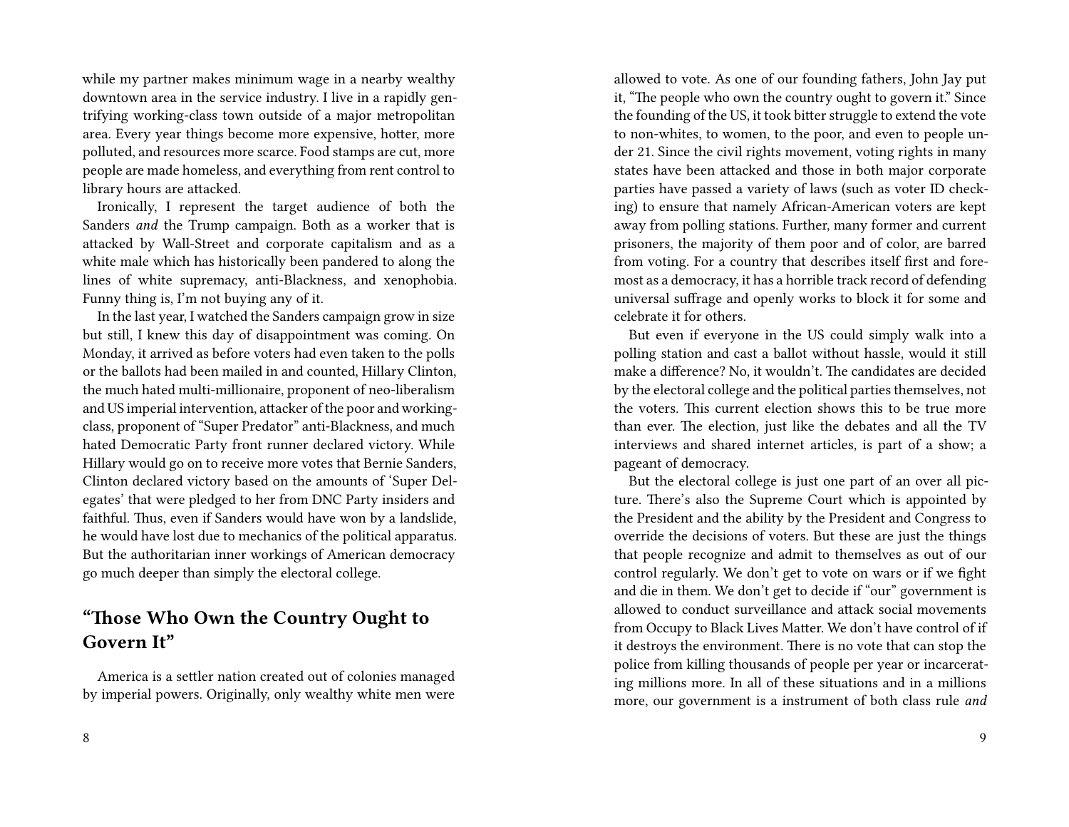while my partner makes minimum wage in a nearby wealthy downtown area in the service industry. I live in a rapidly gentrifying working-class town outside of a major metropolitan area. Every year things become more expensive, hotter, more polluted, and resources more scarce. Food stamps are cut, more people are made homeless, and everything from rent control to library hours are attacked.

Ironically, I represent the target audience of both the Sanders *and* the Trump campaign. Both as a worker that is attacked by Wall-Street and corporate capitalism and as a white male which has historically been pandered to along the lines of white supremacy, anti-Blackness, and xenophobia. Funny thing is, I'm not buying any of it.

In the last year, I watched the Sanders campaign grow in size but still, I knew this day of disappointment was coming. On Monday, it arrived as before voters had even taken to the polls or the ballots had been mailed in and counted, Hillary Clinton, the much hated multi-millionaire, proponent of neo-liberalism and US imperial intervention, attacker of the poor and working-class, proponent of "Super Predator" anti-Blackness, and much hated Democratic Party front runner declared victory. While Hillary would go on to receive more votes that Bernie Sanders, Clinton declared victory based on the amounts of 'Super Delegates' that were pledged to her from DNC Party insiders and faithful. Thus, even if Sanders would have won by a landslide, he would have lost due to mechanics of the political apparatus. But the authoritarian inner workings of American democracy go much deeper than simply the electoral college.

## "Those Who Own the Country Ought to Govern It"

America is a settler nation created out of colonies managed by imperial powers. Originally, only wealthy white men were allowed to vote. As one of our founding fathers, John Jay put it, "The people who own the country ought to govern it." Since the founding of the US, it took bitter struggle to extend the vote to non-whites, to women, to the poor, and even to people under 21. Since the civil rights movement, voting rights in many states have been attacked and those in both major corporate parties have passed a variety of laws (such as voter ID checking) to ensure that namely African-American voters are kept away from polling stations. Further, many former and current prisoners, the majority of them poor and of color, are barred from voting. For a country that describes itself first and foremost as a democracy, it has a horrible track record of defending universal suffrage and openly works to block it for some and celebrate it for others.

But even if everyone in the US could simply walk into a polling station and cast a ballot without hassle, would it still make a difference? No, it wouldn't. The candidates are decided by the electoral college and the political parties themselves, not the voters. This current election shows this to be true more than ever. The election, just like the debates and all the TV interviews and shared internet articles, is part of a show; a pageant of democracy.

But the electoral college is just one part of an over all picture. There's also the Supreme Court which is appointed by the President and the ability by the President and Congress to override the decisions of voters. But these are just the things that people recognize and admit to themselves as out of our control regularly. We don't get to vote on wars or if we fight and die in them. We don't get to decide if "our" government is allowed to conduct surveillance and attack social movements from Occupy to Black Lives Matter. We don't have control of if it destroys the environment. There is no vote that can stop the police from killing thousands of people per year or incarcerating millions more. In all of these situations and in a millions more, our government is a instrument of both class rule *and*